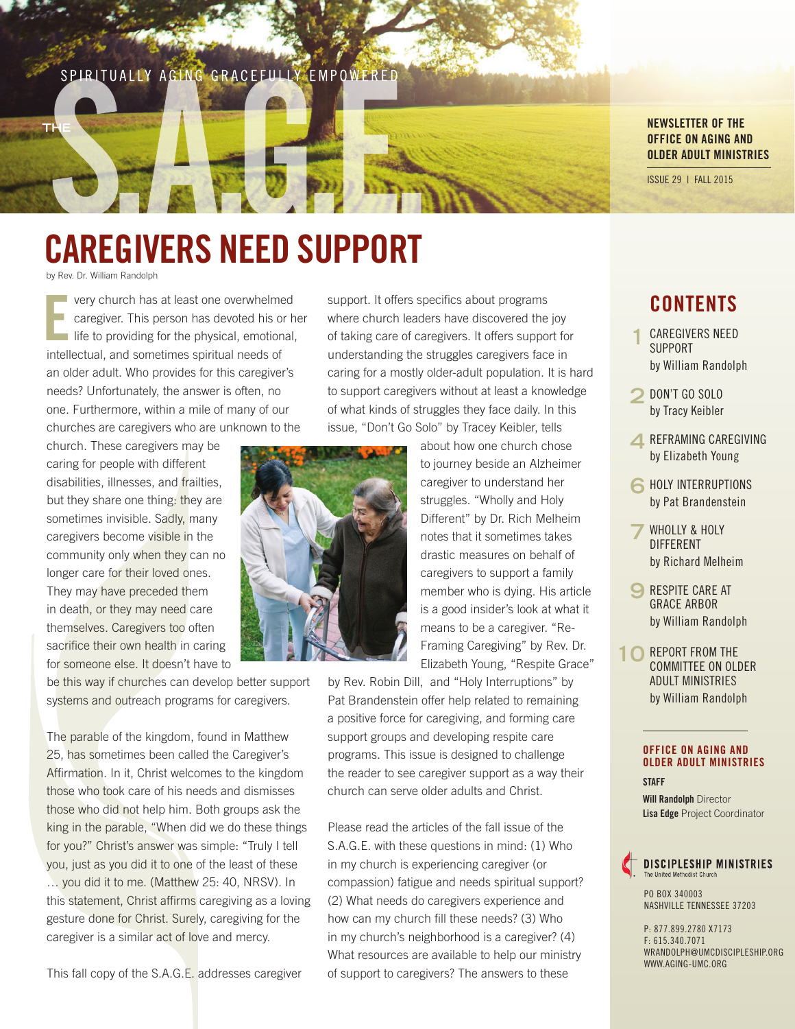SPIRITUALLY AGING GRACEFULLY EMPOWERED

# THE S.A.G.E.

**NEWSLETTER OF THE OFFICE ON AGING AND OLDER ADULT MINISTRIES**

ISSUE 29 | FALL 2015

# CAREGIVERS NEED SUPPORT

by Rev. Dr. William Randolph

Every church has at least one overwhelmed caregiver. This person has devoted his or her life to providing for the physical, emotional, intellectual, and sometimes spiritual needs of an older adult. Who provides for this caregiver's needs? Unfortunately, the answer is often, no one. Furthermore, within a mile of many of our churches are caregivers who are unknown to the church. These caregivers may be caring for people with different disabilities, illnesses, and frailties, but they share one thing: they are sometimes invisible. Sadly, many caregivers become visible in the community only when they can no longer care for their loved ones. They may have preceded them in death, or they may need care themselves. Caregivers too often sacrifice their own health in caring for someone else. It doesn't have to be this way if churches can develop better support systems and outreach programs for caregivers.

The parable of the kingdom, found in Matthew 25, has sometimes been called the Caregiver's Affirmation. In it, Christ welcomes to the kingdom those who took care of his needs and dismisses those who did not help him. Both groups ask the king in the parable, "When did we do these things for you?" Christ's answer was simple: "Truly I tell you, just as you did it to one of the least of these … you did it to me. (Matthew 25: 40, NRSV). In this statement, Christ affirms caregiving as a loving gesture done for Christ. Surely, caregiving for the caregiver is a similar act of love and mercy.

This fall copy of the S.A.G.E. addresses caregiver support. It offers specifics about programs where church leaders have discovered the joy of taking care of caregivers. It offers support for understanding the struggles caregivers face in caring for a mostly older-adult population. It is hard to support caregivers without at least a knowledge of what kinds of struggles they face daily. In this issue, "Don't Go Solo" by Tracey Keibler, tells about how one church chose to journey beside an Alzheimer caregiver to understand her struggles. "Wholly and Holy Different" by Dr. Rich Melheim notes that it sometimes takes drastic measures on behalf of caregivers to support a family member who is dying. His article is a good insider's look at what it means to be a caregiver. "Re-Framing Caregiving" by Rev. Dr. Elizabeth Young, "Respite Grace" by Rev. Robin Dill, and "Holy Interruptions" by Pat Brandenstein offer help related to remaining a positive force for caregiving, and forming care support groups and developing respite care programs. This issue is designed to challenge the reader to see caregiver support as a way their church can serve older adults and Christ.

Please read the articles of the fall issue of the S.A.G.E. with these questions in mind: (1) Who in my church is experiencing caregiver (or compassion) fatigue and needs spiritual support? (2) What needs do caregivers experience and how can my church fill these needs? (3) Who in my church's neighborhood is a caregiver? (4) What resources are available to help our ministry of support to caregivers? The answers to these

## CONTENTS

- **1** CAREGIVERS NEED SUPPORT by William Randolph
- **2** DON'T GO SOLO by Tracy Keibler
- **4** REFRAMING CAREGIVING by Elizabeth Young
- **6** HOLY INTERRUPTIONS by Pat Brandenstein
- **7** WHOLLY & HOLY DIFFERENT by Richard Melheim
- **9** RESPITE CARE AT GRACE ARBOR by William Randolph
- **10** REPORT FROM THE COMMITTEE ON OLDER ADULT MINISTRIES by William Randolph

### OFFICE ON AGING AND OLDER ADULT MINISTRIES

**STAFF**

**Will Randolph** Director
**Lisa Edge** Project Coordinator

**DISCIPLESHIP MINISTRIES**
The United Methodist Church

PO BOX 340003
NASHVILLE TENNESSEE 37203

P: 877.899.2780 X7173
F: 615.340.7071
WRANDOLPH@UMCDISCIPLESHIP.ORG
WWW.AGING-UMC.ORG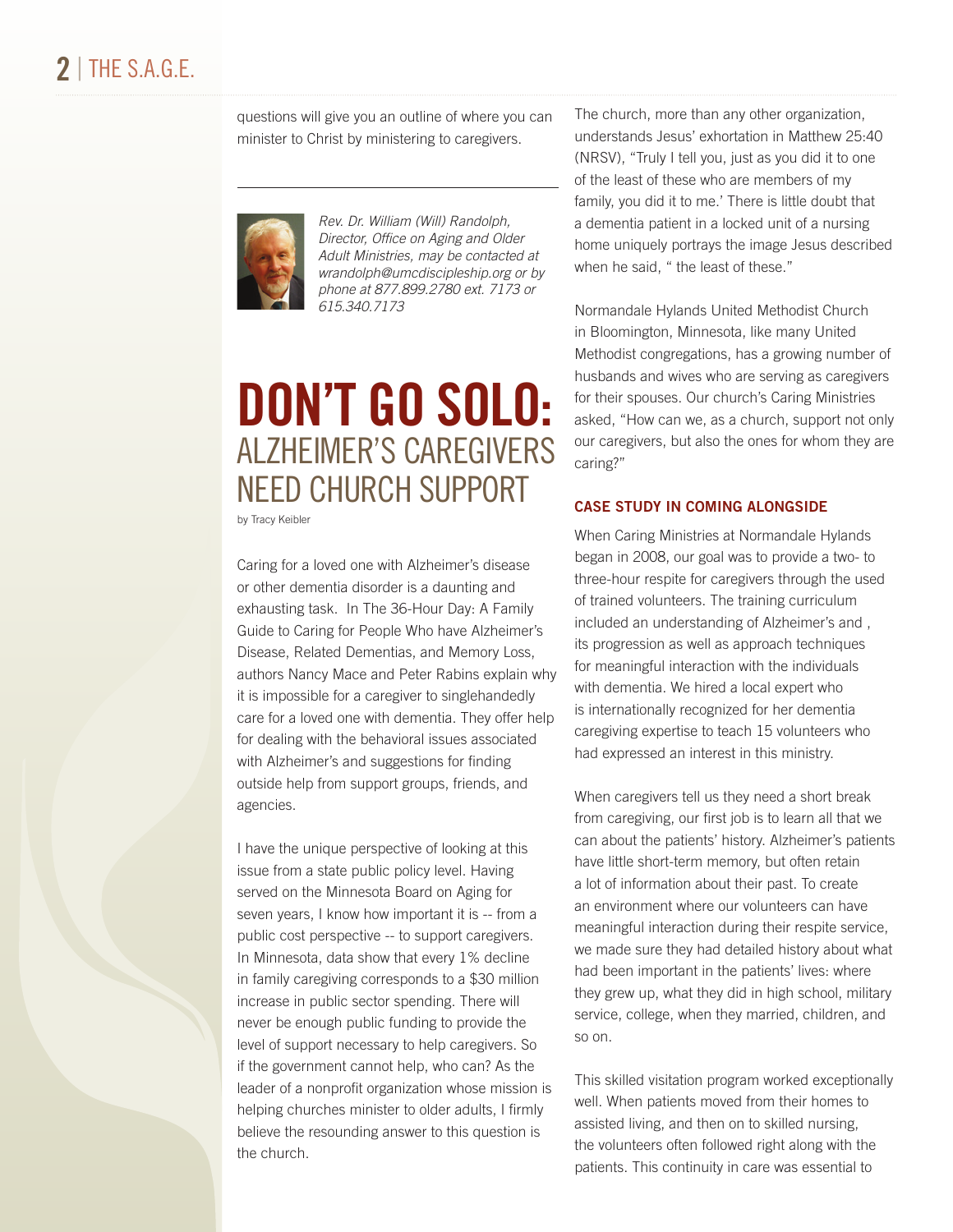questions will give you an outline of where you can minister to Christ by ministering to caregivers.

---

*Rev. Dr. William (Will) Randolph, Director, Office on Aging and Older Adult Ministries, may be contacted at wrandolph@umcdiscipleship.org or by phone at 877.899.2780 ext. 7173 or 615.340.7173*

# DON'T GO SOLO: ALZHEIMER'S CAREGIVERS NEED CHURCH SUPPORT

by Tracy Keibler

Caring for a loved one with Alzheimer's disease or other dementia disorder is a daunting and exhausting task. In The 36-Hour Day: A Family Guide to Caring for People Who have Alzheimer's Disease, Related Dementias, and Memory Loss, authors Nancy Mace and Peter Rabins explain why it is impossible for a caregiver to singlehandedly care for a loved one with dementia. They offer help for dealing with the behavioral issues associated with Alzheimer's and suggestions for finding outside help from support groups, friends, and agencies.

I have the unique perspective of looking at this issue from a state public policy level. Having served on the Minnesota Board on Aging for seven years, I know how important it is -- from a public cost perspective -- to support caregivers. In Minnesota, data show that every 1% decline in family caregiving corresponds to a $30 million increase in public sector spending. There will never be enough public funding to provide the level of support necessary to help caregivers. So if the government cannot help, who can? As the leader of a nonprofit organization whose mission is helping churches minister to older adults, I firmly believe the resounding answer to this question is the church.

The church, more than any other organization, understands Jesus' exhortation in Matthew 25:40 (NRSV), "Truly I tell you, just as you did it to one of the least of these who are members of my family, you did it to me.' There is little doubt that a dementia patient in a locked unit of a nursing home uniquely portrays the image Jesus described when he said, " the least of these."

Normandale Hylands United Methodist Church in Bloomington, Minnesota, like many United Methodist congregations, has a growing number of husbands and wives who are serving as caregivers for their spouses. Our church's Caring Ministries asked, "How can we, as a church, support not only our caregivers, but also the ones for whom they are caring?"

### CASE STUDY IN COMING ALONGSIDE

When Caring Ministries at Normandale Hylands began in 2008, our goal was to provide a two- to three-hour respite for caregivers through the used of trained volunteers. The training curriculum included an understanding of Alzheimer's and , its progression as well as approach techniques for meaningful interaction with the individuals with dementia. We hired a local expert who is internationally recognized for her dementia caregiving expertise to teach 15 volunteers who had expressed an interest in this ministry.

When caregivers tell us they need a short break from caregiving, our first job is to learn all that we can about the patients' history. Alzheimer's patients have little short-term memory, but often retain a lot of information about their past. To create an environment where our volunteers can have meaningful interaction during their respite service, we made sure they had detailed history about what had been important in the patients' lives: where they grew up, what they did in high school, military service, college, when they married, children, and so on.

This skilled visitation program worked exceptionally well. When patients moved from their homes to assisted living, and then on to skilled nursing, the volunteers often followed right along with the patients. This continuity in care was essential to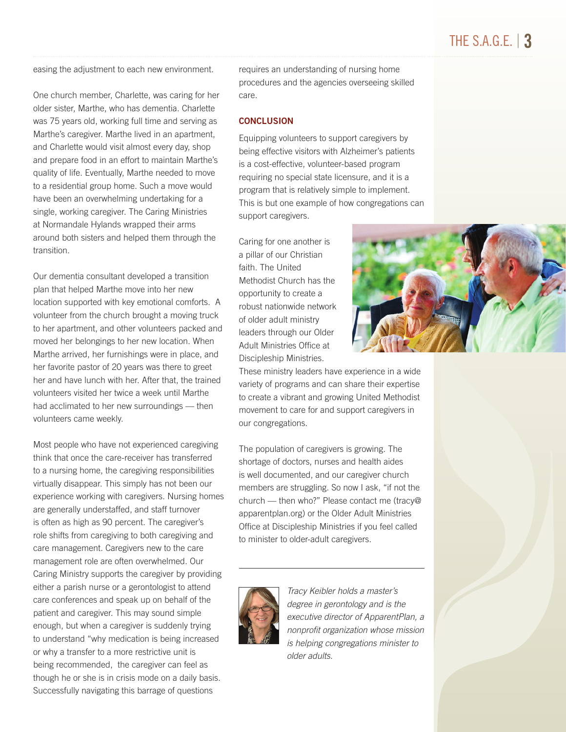easing the adjustment to each new environment.

One church member, Charlette, was caring for her older sister, Marthe, who has dementia. Charlette was 75 years old, working full time and serving as Marthe's caregiver. Marthe lived in an apartment, and Charlette would visit almost every day, shop and prepare food in an effort to maintain Marthe's quality of life. Eventually, Marthe needed to move to a residential group home. Such a move would have been an overwhelming undertaking for a single, working caregiver. The Caring Ministries at Normandale Hylands wrapped their arms around both sisters and helped them through the transition.

Our dementia consultant developed a transition plan that helped Marthe move into her new location supported with key emotional comforts. A volunteer from the church brought a moving truck to her apartment, and other volunteers packed and moved her belongings to her new location. When Marthe arrived, her furnishings were in place, and her favorite pastor of 20 years was there to greet her and have lunch with her. After that, the trained volunteers visited her twice a week until Marthe had acclimated to her new surroundings — then volunteers came weekly.

Most people who have not experienced caregiving think that once the care-receiver has transferred to a nursing home, the caregiving responsibilities virtually disappear. This simply has not been our experience working with caregivers. Nursing homes are generally understaffed, and staff turnover is often as high as 90 percent. The caregiver's role shifts from caregiving to both caregiving and care management. Caregivers new to the care management role are often overwhelmed. Our Caring Ministry supports the caregiver by providing either a parish nurse or a gerontologist to attend care conferences and speak up on behalf of the patient and caregiver. This may sound simple enough, but when a caregiver is suddenly trying to understand "why medication is being increased or why a transfer to a more restrictive unit is being recommended, the caregiver can feel as though he or she is in crisis mode on a daily basis. Successfully navigating this barrage of questions requires an understanding of nursing home procedures and the agencies overseeing skilled care.

## CONCLUSION

Equipping volunteers to support caregivers by being effective visitors with Alzheimer's patients is a cost-effective, volunteer-based program requiring no special state licensure, and it is a program that is relatively simple to implement. This is but one example of how congregations can support caregivers.

Caring for one another is a pillar of our Christian faith. The United Methodist Church has the opportunity to create a robust nationwide network of older adult ministry leaders through our Older Adult Ministries Office at Discipleship Ministries. These ministry leaders have experience in a wide variety of programs and can share their expertise to create a vibrant and growing United Methodist movement to care for and support caregivers in our congregations.

The population of caregivers is growing. The shortage of doctors, nurses and health aides is well documented, and our caregiver church members are struggling. So now I ask, "if not the church — then who?" Please contact me (tracy@apparentplan.org) or the Older Adult Ministries Office at Discipleship Ministries if you feel called to minister to older-adult caregivers.

---

*Tracy Keibler holds a master's degree in gerontology and is the executive director of ApparentPlan, a nonprofit organization whose mission is helping congregations minister to older adults.*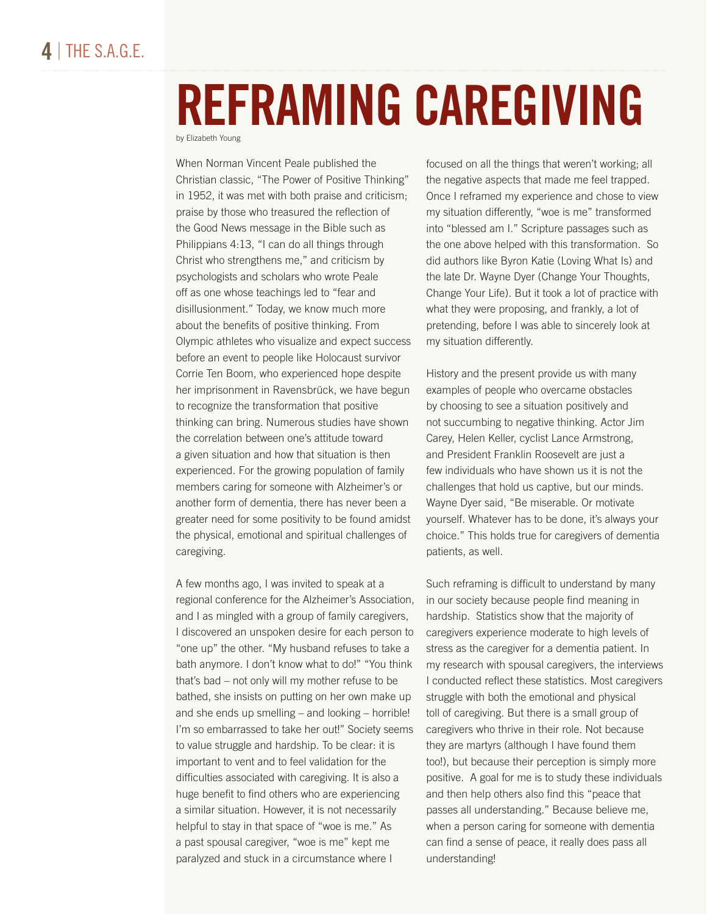# REFRAMING CAREGIVING

by Elizabeth Young

When Norman Vincent Peale published the Christian classic, "The Power of Positive Thinking" in 1952, it was met with both praise and criticism; praise by those who treasured the reflection of the Good News message in the Bible such as Philippians 4:13, "I can do all things through Christ who strengthens me," and criticism by psychologists and scholars who wrote Peale off as one whose teachings led to "fear and disillusionment." Today, we know much more about the benefits of positive thinking. From Olympic athletes who visualize and expect success before an event to people like Holocaust survivor Corrie Ten Boom, who experienced hope despite her imprisonment in Ravensbrück, we have begun to recognize the transformation that positive thinking can bring. Numerous studies have shown the correlation between one's attitude toward a given situation and how that situation is then experienced. For the growing population of family members caring for someone with Alzheimer's or another form of dementia, there has never been a greater need for some positivity to be found amidst the physical, emotional and spiritual challenges of caregiving.

A few months ago, I was invited to speak at a regional conference for the Alzheimer's Association, and I as mingled with a group of family caregivers, I discovered an unspoken desire for each person to "one up" the other. "My husband refuses to take a bath anymore. I don't know what to do!" "You think that's bad – not only will my mother refuse to be bathed, she insists on putting on her own make up and she ends up smelling – and looking – horrible! I'm so embarrassed to take her out!" Society seems to value struggle and hardship. To be clear: it is important to vent and to feel validation for the difficulties associated with caregiving. It is also a huge benefit to find others who are experiencing a similar situation. However, it is not necessarily helpful to stay in that space of "woe is me." As a past spousal caregiver, "woe is me" kept me paralyzed and stuck in a circumstance where I focused on all the things that weren't working; all the negative aspects that made me feel trapped. Once I reframed my experience and chose to view my situation differently, "woe is me" transformed into "blessed am I." Scripture passages such as the one above helped with this transformation. So did authors like Byron Katie (Loving What Is) and the late Dr. Wayne Dyer (Change Your Thoughts, Change Your Life). But it took a lot of practice with what they were proposing, and frankly, a lot of pretending, before I was able to sincerely look at my situation differently.

History and the present provide us with many examples of people who overcame obstacles by choosing to see a situation positively and not succumbing to negative thinking. Actor Jim Carey, Helen Keller, cyclist Lance Armstrong, and President Franklin Roosevelt are just a few individuals who have shown us it is not the challenges that hold us captive, but our minds. Wayne Dyer said, "Be miserable. Or motivate yourself. Whatever has to be done, it's always your choice." This holds true for caregivers of dementia patients, as well.

Such reframing is difficult to understand by many in our society because people find meaning in hardship. Statistics show that the majority of caregivers experience moderate to high levels of stress as the caregiver for a dementia patient. In my research with spousal caregivers, the interviews I conducted reflect these statistics. Most caregivers struggle with both the emotional and physical toll of caregiving. But there is a small group of caregivers who thrive in their role. Not because they are martyrs (although I have found them too!), but because their perception is simply more positive. A goal for me is to study these individuals and then help others also find this "peace that passes all understanding." Because believe me, when a person caring for someone with dementia can find a sense of peace, it really does pass all understanding!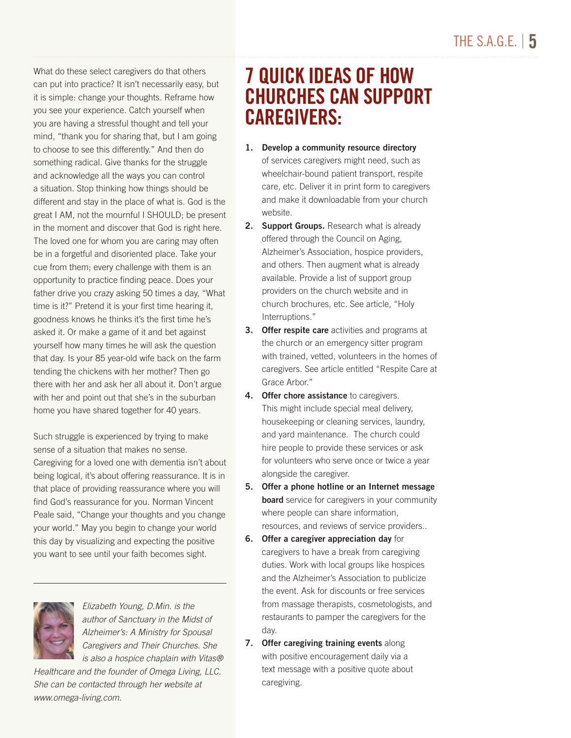What do these select caregivers do that others can put into practice? It isn't necessarily easy, but it is simple: change your thoughts. Reframe how you see your experience. Catch yourself when you are having a stressful thought and tell your mind, "thank you for sharing that, but I am going to choose to see this differently." And then do something radical. Give thanks for the struggle and acknowledge all the ways you can control a situation. Stop thinking how things should be different and stay in the place of what is. God is the great I AM, not the mournful I SHOULD; be present in the moment and discover that God is right here. The loved one for whom you are caring may often be in a forgetful and disoriented place. Take your cue from them; every challenge with them is an opportunity to practice finding peace. Does your father drive you crazy asking 50 times a day, "What time is it?" Pretend it is your first time hearing it, goodness knows he thinks it's the first time he's asked it. Or make a game of it and bet against yourself how many times he will ask the question that day. Is your 85 year-old wife back on the farm tending the chickens with her mother? Then go there with her and ask her all about it. Don't argue with her and point out that she's in the suburban home you have shared together for 40 years.

Such struggle is experienced by trying to make sense of a situation that makes no sense. Caregiving for a loved one with dementia isn't about being logical, it's about offering reassurance. It is in that place of providing reassurance where you will find God's reassurance for you. Norman Vincent Peale said, "Change your thoughts and you change your world." May you begin to change your world this day by visualizing and expecting the positive you want to see until your faith becomes sight.

---

*Elizabeth Young, D.Min. is the author of Sanctuary in the Midst of Alzheimer's: A Ministry for Spousal Caregivers and Their Churches. She is also a hospice chaplain with Vitas® Healthcare and the founder of Omega Living, LLC. She can be contacted through her website at www.omega-living.com.*

## 7 QUICK IDEAS OF HOW CHURCHES CAN SUPPORT CAREGIVERS:

1. **Develop a community resource directory** of services caregivers might need, such as wheelchair-bound patient transport, respite care, etc. Deliver it in print form to caregivers and make it downloadable from your church website.
2. **Support Groups.** Research what is already offered through the Council on Aging, Alzheimer's Association, hospice providers, and others. Then augment what is already available. Provide a list of support group providers on the church website and in church brochures, etc. See article, "Holy Interruptions."
3. **Offer respite care** activities and programs at the church or an emergency sitter program with trained, vetted, volunteers in the homes of caregivers. See article entitled "Respite Care at Grace Arbor."
4. **Offer chore assistance** to caregivers. This might include special meal delivery, housekeeping or cleaning services, laundry, and yard maintenance. The church could hire people to provide these services or ask for volunteers who serve once or twice a year alongside the caregiver.
5. **Offer a phone hotline or an Internet message board** service for caregivers in your community where people can share information, resources, and reviews of service providers..
6. **Offer a caregiver appreciation day** for caregivers to have a break from caregiving duties. Work with local groups like hospices and the Alzheimer's Association to publicize the event. Ask for discounts or free services from massage therapists, cosmetologists, and restaurants to pamper the caregivers for the day.
7. **Offer caregiving training events** along with positive encouragement daily via a text message with a positive quote about caregiving.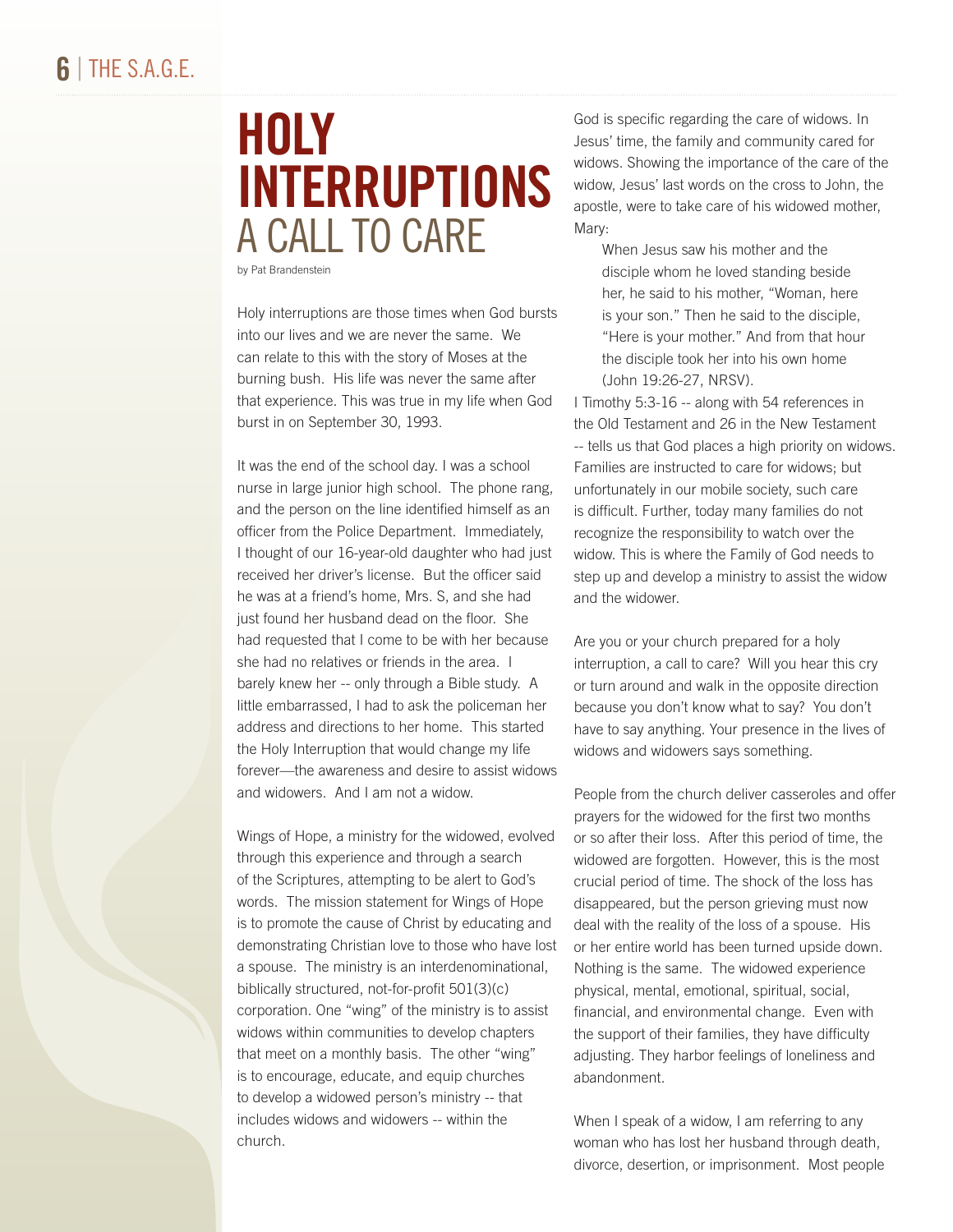# HOLY INTERRUPTIONS
## A CALL TO CARE

by Pat Brandenstein

Holy interruptions are those times when God bursts into our lives and we are never the same. We can relate to this with the story of Moses at the burning bush. His life was never the same after that experience. This was true in my life when God burst in on September 30, 1993.

It was the end of the school day. I was a school nurse in large junior high school. The phone rang, and the person on the line identified himself as an officer from the Police Department. Immediately, I thought of our 16-year-old daughter who had just received her driver's license. But the officer said he was at a friend's home, Mrs. S, and she had just found her husband dead on the floor. She had requested that I come to be with her because she had no relatives or friends in the area. I barely knew her -- only through a Bible study. A little embarrassed, I had to ask the policeman her address and directions to her home. This started the Holy Interruption that would change my life forever—the awareness and desire to assist widows and widowers. And I am not a widow.

Wings of Hope, a ministry for the widowed, evolved through this experience and through a search of the Scriptures, attempting to be alert to God's words. The mission statement for Wings of Hope is to promote the cause of Christ by educating and demonstrating Christian love to those who have lost a spouse. The ministry is an interdenominational, biblically structured, not-for-profit 501(3)(c) corporation. One "wing" of the ministry is to assist widows within communities to develop chapters that meet on a monthly basis. The other "wing" is to encourage, educate, and equip churches to develop a widowed person's ministry -- that includes widows and widowers -- within the church.

God is specific regarding the care of widows. In Jesus' time, the family and community cared for widows. Showing the importance of the care of the widow, Jesus' last words on the cross to John, the apostle, were to take care of his widowed mother, Mary:

> When Jesus saw his mother and the disciple whom he loved standing beside her, he said to his mother, "Woman, here is your son." Then he said to the disciple, "Here is your mother." And from that hour the disciple took her into his own home (John 19:26-27, NRSV).

I Timothy 5:3-16 -- along with 54 references in the Old Testament and 26 in the New Testament -- tells us that God places a high priority on widows. Families are instructed to care for widows; but unfortunately in our mobile society, such care is difficult. Further, today many families do not recognize the responsibility to watch over the widow. This is where the Family of God needs to step up and develop a ministry to assist the widow and the widower.

Are you or your church prepared for a holy interruption, a call to care? Will you hear this cry or turn around and walk in the opposite direction because you don't know what to say? You don't have to say anything. Your presence in the lives of widows and widowers says something.

People from the church deliver casseroles and offer prayers for the widowed for the first two months or so after their loss. After this period of time, the widowed are forgotten. However, this is the most crucial period of time. The shock of the loss has disappeared, but the person grieving must now deal with the reality of the loss of a spouse. His or her entire world has been turned upside down. Nothing is the same. The widowed experience physical, mental, emotional, spiritual, social, financial, and environmental change. Even with the support of their families, they have difficulty adjusting. They harbor feelings of loneliness and abandonment.

When I speak of a widow, I am referring to any woman who has lost her husband through death, divorce, desertion, or imprisonment. Most people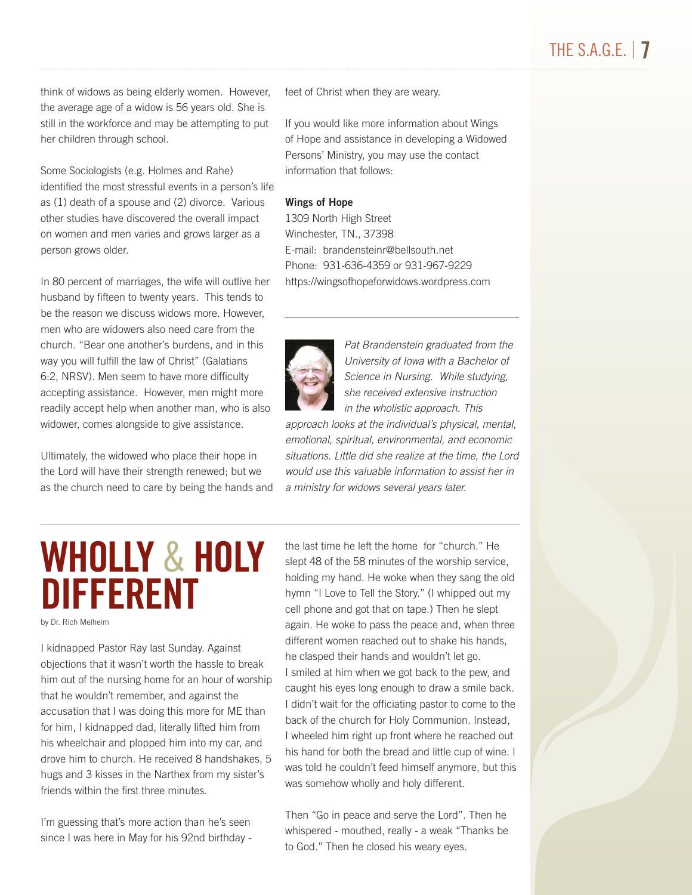think of widows as being elderly women. However, the average age of a widow is 56 years old. She is still in the workforce and may be attempting to put her children through school.

Some Sociologists (e.g. Holmes and Rahe) identified the most stressful events in a person's life as (1) death of a spouse and (2) divorce. Various other studies have discovered the overall impact on women and men varies and grows larger as a person grows older.

In 80 percent of marriages, the wife will outlive her husband by fifteen to twenty years. This tends to be the reason we discuss widows more. However, men who are widowers also need care from the church. "Bear one another's burdens, and in this way you will fulfill the law of Christ" (Galatians 6:2, NRSV). Men seem to have more difficulty accepting assistance. However, men might more readily accept help when another man, who is also widower, comes alongside to give assistance.

Ultimately, the widowed who place their hope in the Lord will have their strength renewed; but we as the church need to care by being the hands and feet of Christ when they are weary.

If you would like more information about Wings of Hope and assistance in developing a Widowed Persons' Ministry, you may use the contact information that follows:

**Wings of Hope**
1309 North High Street
Winchester, TN., 37398
E-mail: brandensteinr@bellsouth.net
Phone: 931-636-4359 or 931-967-9229
https://wingsofhopeforwidows.wordpress.com

*Pat Brandenstein graduated from the University of Iowa with a Bachelor of Science in Nursing. While studying, she received extensive instruction in the wholistic approach. This approach looks at the individual's physical, mental, emotional, spiritual, environmental, and economic situations. Little did she realize at the time, the Lord would use this valuable information to assist her in a ministry for widows several years later.*

# WHOLLY & HOLY DIFFERENT

by Dr. Rich Melheim

I kidnapped Pastor Ray last Sunday. Against objections that it wasn't worth the hassle to break him out of the nursing home for an hour of worship that he wouldn't remember, and against the accusation that I was doing this more for ME than for him, I kidnapped dad, literally lifted him from his wheelchair and plopped him into my car, and drove him to church. He received 8 handshakes, 5 hugs and 3 kisses in the Narthex from my sister's friends within the first three minutes.

I'm guessing that's more action than he's seen since I was here in May for his 92nd birthday - the last time he left the home for "church." He slept 48 of the 58 minutes of the worship service, holding my hand. He woke when they sang the old hymn "I Love to Tell the Story." (I whipped out my cell phone and got that on tape.) Then he slept again. He woke to pass the peace and, when three different women reached out to shake his hands, he clasped their hands and wouldn't let go. I smiled at him when we got back to the pew, and caught his eyes long enough to draw a smile back. I didn't wait for the officiating pastor to come to the back of the church for Holy Communion. Instead, I wheeled him right up front where he reached out his hand for both the bread and little cup of wine. I was told he couldn't feed himself anymore, but this was somehow wholly and holy different.

Then "Go in peace and serve the Lord". Then he whispered - mouthed, really - a weak "Thanks be to God." Then he closed his weary eyes.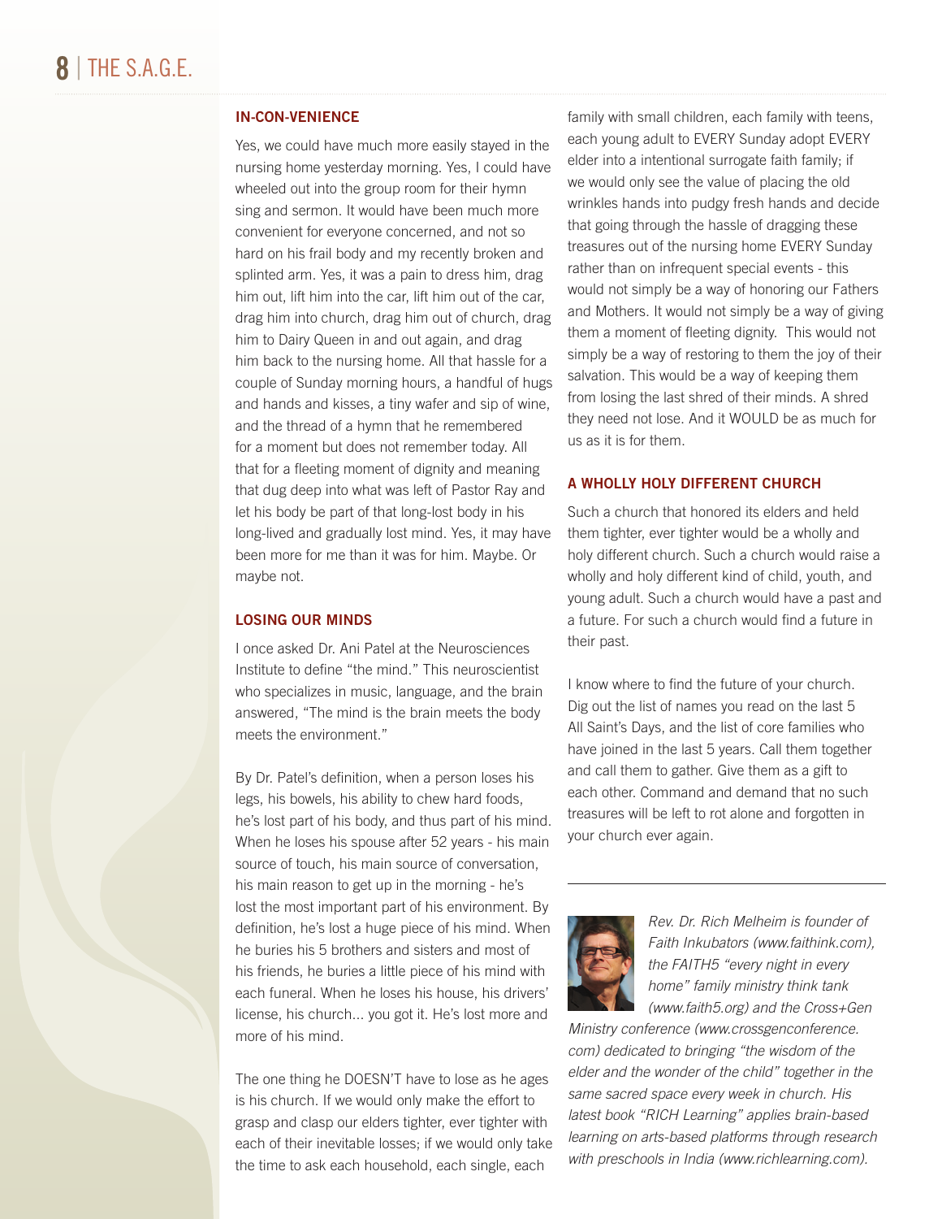### IN-CON-VENIENCE

Yes, we could have much more easily stayed in the nursing home yesterday morning. Yes, I could have wheeled out into the group room for their hymn sing and sermon. It would have been much more convenient for everyone concerned, and not so hard on his frail body and my recently broken and splinted arm. Yes, it was a pain to dress him, drag him out, lift him into the car, lift him out of the car, drag him into church, drag him out of church, drag him to Dairy Queen in and out again, and drag him back to the nursing home. All that hassle for a couple of Sunday morning hours, a handful of hugs and hands and kisses, a tiny wafer and sip of wine, and the thread of a hymn that he remembered for a moment but does not remember today. All that for a fleeting moment of dignity and meaning that dug deep into what was left of Pastor Ray and let his body be part of that long-lost body in his long-lived and gradually lost mind. Yes, it may have been more for me than it was for him. Maybe. Or maybe not.

### LOSING OUR MINDS

I once asked Dr. Ani Patel at the Neurosciences Institute to define "the mind." This neuroscientist who specializes in music, language, and the brain answered, "The mind is the brain meets the body meets the environment."

By Dr. Patel's definition, when a person loses his legs, his bowels, his ability to chew hard foods, he's lost part of his body, and thus part of his mind. When he loses his spouse after 52 years - his main source of touch, his main source of conversation, his main reason to get up in the morning - he's lost the most important part of his environment. By definition, he's lost a huge piece of his mind. When he buries his 5 brothers and sisters and most of his friends, he buries a little piece of his mind with each funeral. When he loses his house, his drivers' license, his church... you got it. He's lost more and more of his mind.

The one thing he DOESN'T have to lose as he ages is his church. If we would only make the effort to grasp and clasp our elders tighter, ever tighter with each of their inevitable losses; if we would only take the time to ask each household, each single, each family with small children, each family with teens, each young adult to EVERY Sunday adopt EVERY elder into a intentional surrogate faith family; if we would only see the value of placing the old wrinkles hands into pudgy fresh hands and decide that going through the hassle of dragging these treasures out of the nursing home EVERY Sunday rather than on infrequent special events - this would not simply be a way of honoring our Fathers and Mothers. It would not simply be a way of giving them a moment of fleeting dignity. This would not simply be a way of restoring to them the joy of their salvation. This would be a way of keeping them from losing the last shred of their minds. A shred they need not lose. And it WOULD be as much for us as it is for them.

### A WHOLLY HOLY DIFFERENT CHURCH

Such a church that honored its elders and held them tighter, ever tighter would be a wholly and holy different church. Such a church would raise a wholly and holy different kind of child, youth, and young adult. Such a church would have a past and a future. For such a church would find a future in their past.

I know where to find the future of your church. Dig out the list of names you read on the last 5 All Saint's Days, and the list of core families who have joined in the last 5 years. Call them together and call them to gather. Give them as a gift to each other. Command and demand that no such treasures will be left to rot alone and forgotten in your church ever again.

---

*Rev. Dr. Rich Melheim is founder of Faith Inkubators (www.faithink.com), the FAITH5 "every night in every home" family ministry think tank (www.faith5.org) and the Cross+Gen Ministry conference (www.crossgenconference.com) dedicated to bringing "the wisdom of the elder and the wonder of the child" together in the same sacred space every week in church. His latest book "RICH Learning" applies brain-based learning on arts-based platforms through research with preschools in India (www.richlearning.com).*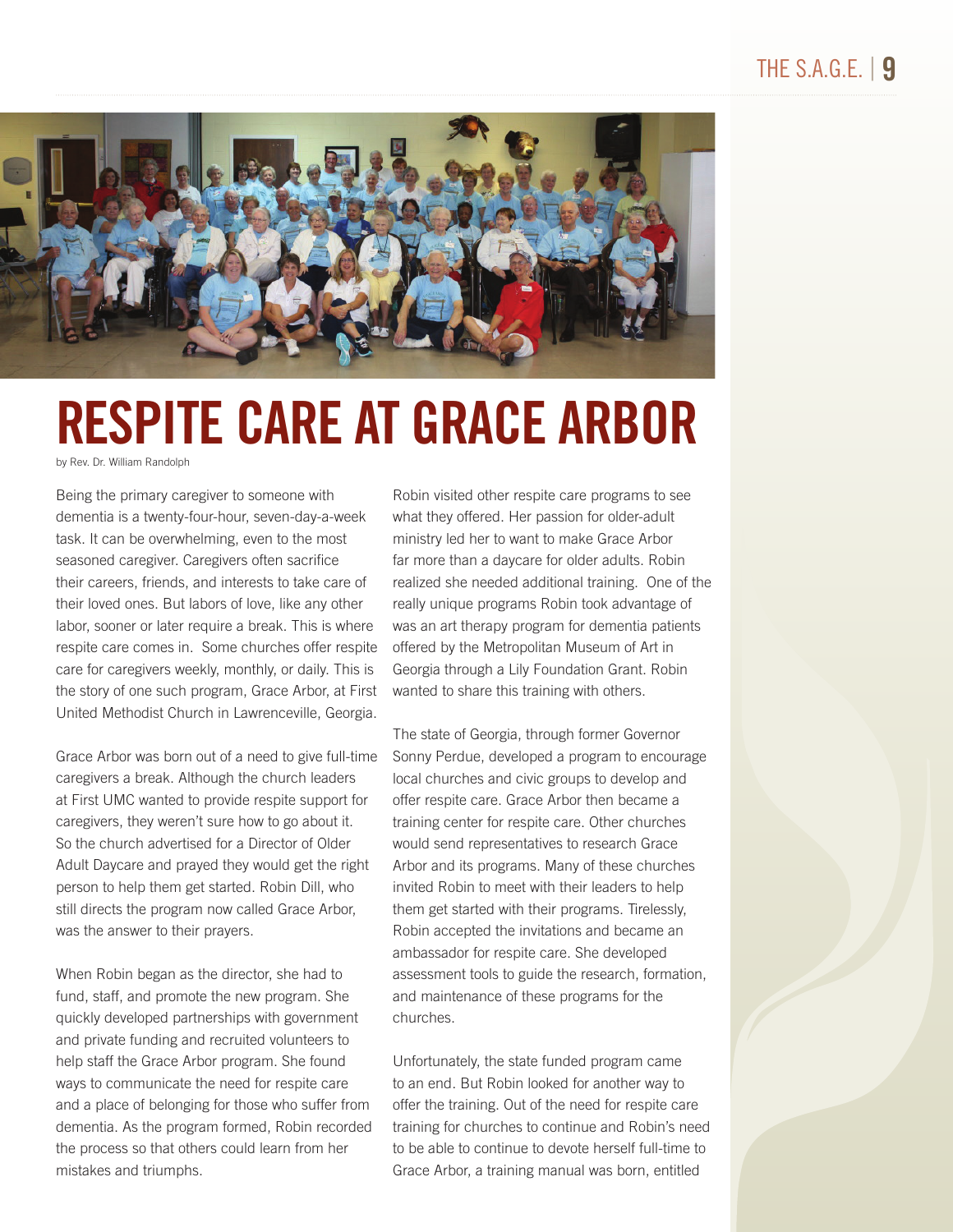# RESPITE CARE AT GRACE ARBOR

by Rev. Dr. William Randolph

Being the primary caregiver to someone with dementia is a twenty-four-hour, seven-day-a-week task. It can be overwhelming, even to the most seasoned caregiver. Caregivers often sacrifice their careers, friends, and interests to take care of their loved ones. But labors of love, like any other labor, sooner or later require a break. This is where respite care comes in. Some churches offer respite care for caregivers weekly, monthly, or daily. This is the story of one such program, Grace Arbor, at First United Methodist Church in Lawrenceville, Georgia.

Grace Arbor was born out of a need to give full-time caregivers a break. Although the church leaders at First UMC wanted to provide respite support for caregivers, they weren't sure how to go about it. So the church advertised for a Director of Older Adult Daycare and prayed they would get the right person to help them get started. Robin Dill, who still directs the program now called Grace Arbor, was the answer to their prayers.

When Robin began as the director, she had to fund, staff, and promote the new program. She quickly developed partnerships with government and private funding and recruited volunteers to help staff the Grace Arbor program. She found ways to communicate the need for respite care and a place of belonging for those who suffer from dementia. As the program formed, Robin recorded the process so that others could learn from her mistakes and triumphs.

Robin visited other respite care programs to see what they offered. Her passion for older-adult ministry led her to want to make Grace Arbor far more than a daycare for older adults. Robin realized she needed additional training. One of the really unique programs Robin took advantage of was an art therapy program for dementia patients offered by the Metropolitan Museum of Art in Georgia through a Lily Foundation Grant. Robin wanted to share this training with others.

The state of Georgia, through former Governor Sonny Perdue, developed a program to encourage local churches and civic groups to develop and offer respite care. Grace Arbor then became a training center for respite care. Other churches would send representatives to research Grace Arbor and its programs. Many of these churches invited Robin to meet with their leaders to help them get started with their programs. Tirelessly, Robin accepted the invitations and became an ambassador for respite care. She developed assessment tools to guide the research, formation, and maintenance of these programs for the churches.

Unfortunately, the state funded program came to an end. But Robin looked for another way to offer the training. Out of the need for respite care training for churches to continue and Robin's need to be able to continue to devote herself full-time to Grace Arbor, a training manual was born, entitled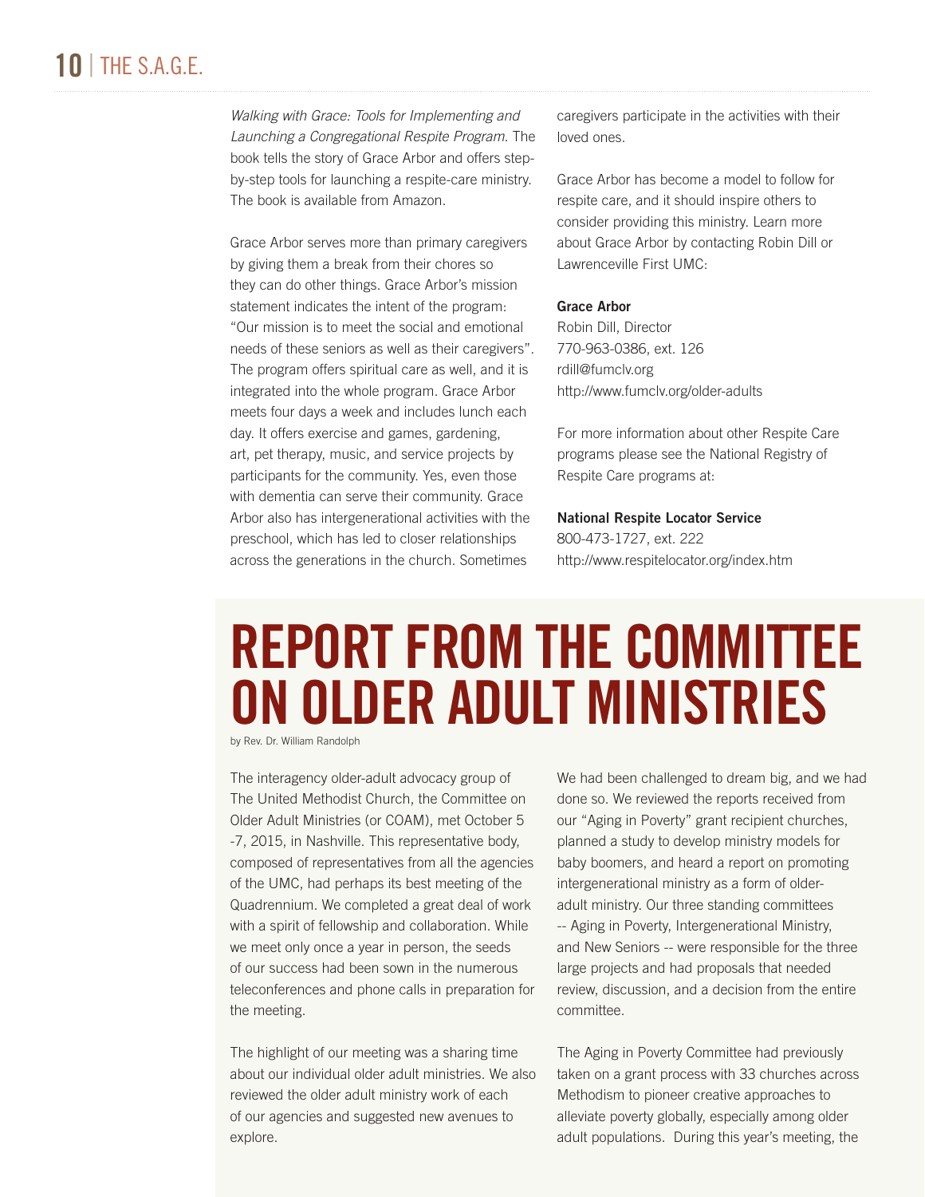*Walking with Grace: Tools for Implementing and Launching a Congregational Respite Program*. The book tells the story of Grace Arbor and offers step-by-step tools for launching a respite-care ministry. The book is available from Amazon.

Grace Arbor serves more than primary caregivers by giving them a break from their chores so they can do other things. Grace Arbor's mission statement indicates the intent of the program: "Our mission is to meet the social and emotional needs of these seniors as well as their caregivers". The program offers spiritual care as well, and it is integrated into the whole program. Grace Arbor meets four days a week and includes lunch each day. It offers exercise and games, gardening, art, pet therapy, music, and service projects by participants for the community. Yes, even those with dementia can serve their community. Grace Arbor also has intergenerational activities with the preschool, which has led to closer relationships across the generations in the church. Sometimes caregivers participate in the activities with their loved ones.

Grace Arbor has become a model to follow for respite care, and it should inspire others to consider providing this ministry. Learn more about Grace Arbor by contacting Robin Dill or Lawrenceville First UMC:

**Grace Arbor**
Robin Dill, Director
770-963-0386, ext. 126
rdill@fumclv.org
http://www.fumclv.org/older-adults

For more information about other Respite Care programs please see the National Registry of Respite Care programs at:

**National Respite Locator Service**
800-473-1727, ext. 222
http://www.respitelocator.org/index.htm

# REPORT FROM THE COMMITTEE ON OLDER ADULT MINISTRIES

by Rev. Dr. William Randolph

The interagency older-adult advocacy group of The United Methodist Church, the Committee on Older Adult Ministries (or COAM), met October 5 -7, 2015, in Nashville. This representative body, composed of representatives from all the agencies of the UMC, had perhaps its best meeting of the Quadrennium. We completed a great deal of work with a spirit of fellowship and collaboration. While we meet only once a year in person, the seeds of our success had been sown in the numerous teleconferences and phone calls in preparation for the meeting.

The highlight of our meeting was a sharing time about our individual older adult ministries. We also reviewed the older adult ministry work of each of our agencies and suggested new avenues to explore.

We had been challenged to dream big, and we had done so. We reviewed the reports received from our "Aging in Poverty" grant recipient churches, planned a study to develop ministry models for baby boomers, and heard a report on promoting intergenerational ministry as a form of older-adult ministry. Our three standing committees -- Aging in Poverty, Intergenerational Ministry, and New Seniors -- were responsible for the three large projects and had proposals that needed review, discussion, and a decision from the entire committee.

The Aging in Poverty Committee had previously taken on a grant process with 33 churches across Methodism to pioneer creative approaches to alleviate poverty globally, especially among older adult populations. During this year's meeting, the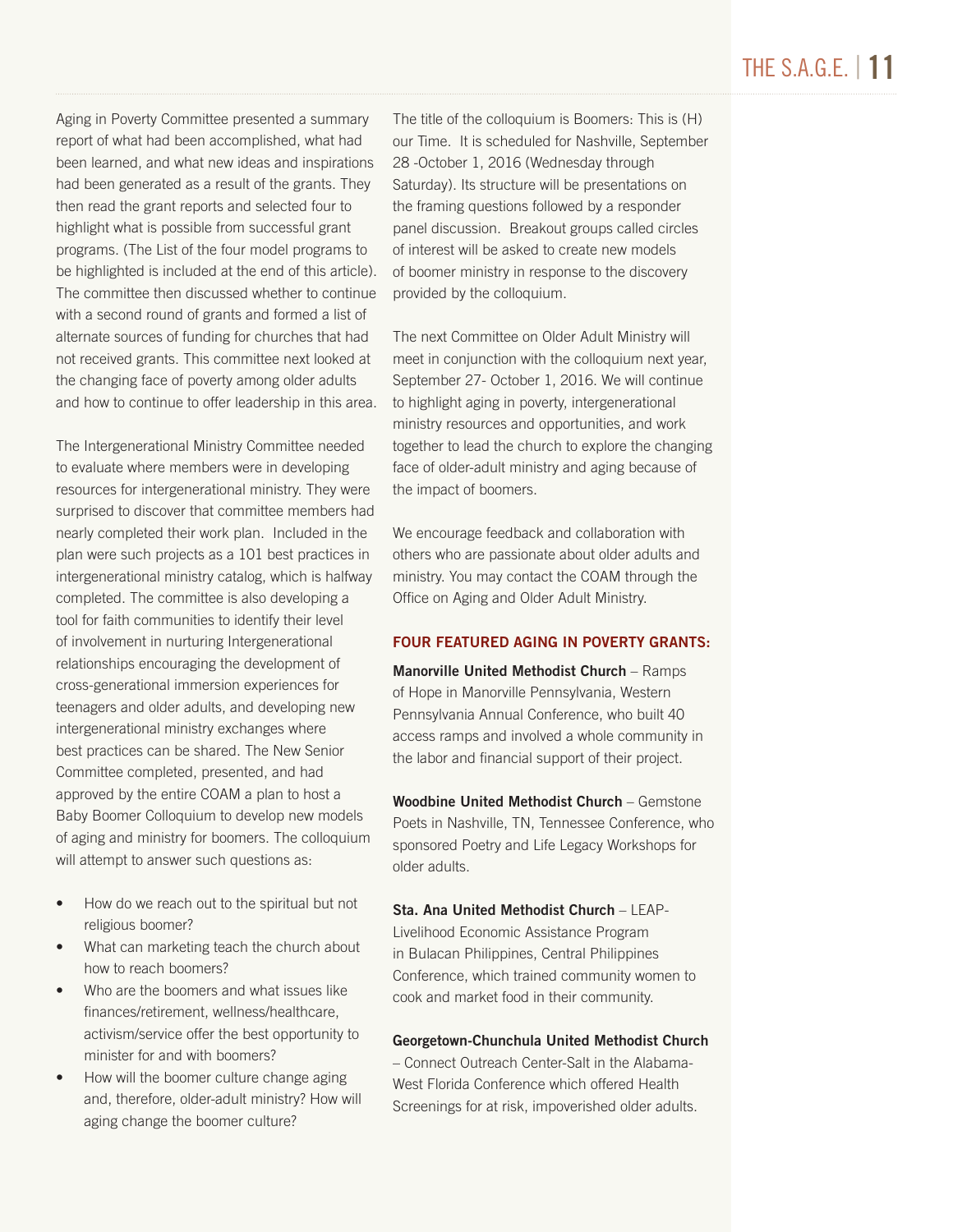Aging in Poverty Committee presented a summary report of what had been accomplished, what had been learned, and what new ideas and inspirations had been generated as a result of the grants. They then read the grant reports and selected four to highlight what is possible from successful grant programs. (The List of the four model programs to be highlighted is included at the end of this article). The committee then discussed whether to continue with a second round of grants and formed a list of alternate sources of funding for churches that had not received grants. This committee next looked at the changing face of poverty among older adults and how to continue to offer leadership in this area.

The Intergenerational Ministry Committee needed to evaluate where members were in developing resources for intergenerational ministry. They were surprised to discover that committee members had nearly completed their work plan. Included in the plan were such projects as a 101 best practices in intergenerational ministry catalog, which is halfway completed. The committee is also developing a tool for faith communities to identify their level of involvement in nurturing Intergenerational relationships encouraging the development of cross-generational immersion experiences for teenagers and older adults, and developing new intergenerational ministry exchanges where best practices can be shared. The New Senior Committee completed, presented, and had approved by the entire COAM a plan to host a Baby Boomer Colloquium to develop new models of aging and ministry for boomers. The colloquium will attempt to answer such questions as:

- How do we reach out to the spiritual but not religious boomer?
- What can marketing teach the church about how to reach boomers?
- Who are the boomers and what issues like finances/retirement, wellness/healthcare, activism/service offer the best opportunity to minister for and with boomers?
- How will the boomer culture change aging and, therefore, older-adult ministry? How will aging change the boomer culture?

The title of the colloquium is Boomers: This is (H) our Time. It is scheduled for Nashville, September 28 -October 1, 2016 (Wednesday through Saturday). Its structure will be presentations on the framing questions followed by a responder panel discussion. Breakout groups called circles of interest will be asked to create new models of boomer ministry in response to the discovery provided by the colloquium.

The next Committee on Older Adult Ministry will meet in conjunction with the colloquium next year, September 27- October 1, 2016. We will continue to highlight aging in poverty, intergenerational ministry resources and opportunities, and work together to lead the church to explore the changing face of older-adult ministry and aging because of the impact of boomers.

We encourage feedback and collaboration with others who are passionate about older adults and ministry. You may contact the COAM through the Office on Aging and Older Adult Ministry.

## FOUR FEATURED AGING IN POVERTY GRANTS:

**Manorville United Methodist Church** – Ramps of Hope in Manorville Pennsylvania, Western Pennsylvania Annual Conference, who built 40 access ramps and involved a whole community in the labor and financial support of their project.

**Woodbine United Methodist Church** – Gemstone Poets in Nashville, TN, Tennessee Conference, who sponsored Poetry and Life Legacy Workshops for older adults.

**Sta. Ana United Methodist Church** – LEAP-Livelihood Economic Assistance Program in Bulacan Philippines, Central Philippines Conference, which trained community women to cook and market food in their community.

**Georgetown-Chunchula United Methodist Church** – Connect Outreach Center-Salt in the Alabama-West Florida Conference which offered Health Screenings for at risk, impoverished older adults.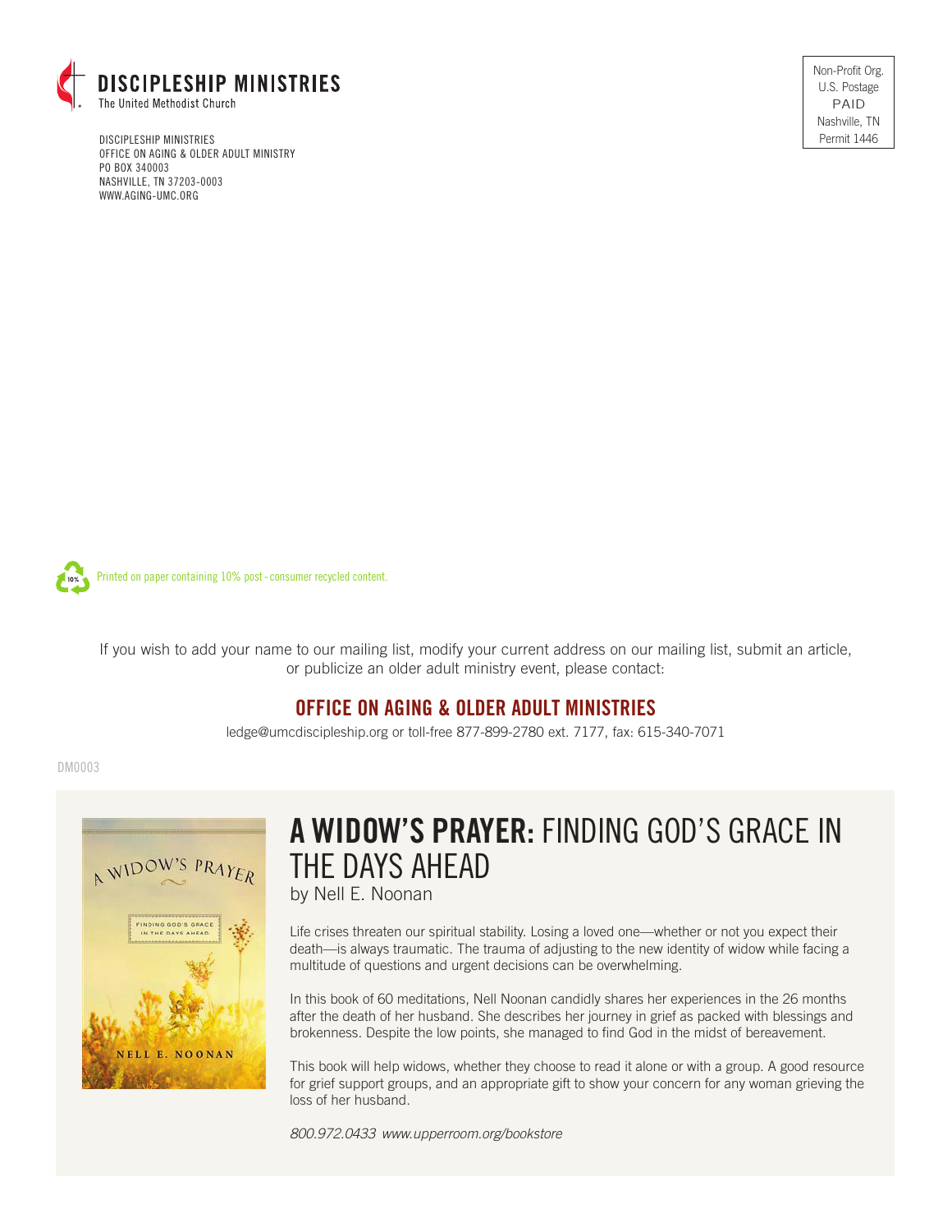**DISCIPLESHIP MINISTRIES**
The United Methodist Church

DISCIPLESHIP MINISTRIES
OFFICE ON AGING & OLDER ADULT MINISTRY
PO BOX 340003
NASHVILLE, TN 37203-0003
WWW.AGING-UMC.ORG

Non-Profit Org.
U.S. Postage
PAID
Nashville, TN
Permit 1446

Printed on paper containing 10% post - consumer recycled content.

If you wish to add your name to our mailing list, modify your current address on our mailing list, submit an article, or publicize an older adult ministry event, please contact:

## OFFICE ON AGING & OLDER ADULT MINISTRIES

ledge@umcdiscipleship.org or toll-free 877-899-2780 ext. 7177, fax: 615-340-7071

DM0003

## A WIDOW'S PRAYER: FINDING GOD'S GRACE IN THE DAYS AHEAD

by Nell E. Noonan

Life crises threaten our spiritual stability. Losing a loved one—whether or not you expect their death—is always traumatic. The trauma of adjusting to the new identity of widow while facing a multitude of questions and urgent decisions can be overwhelming.

In this book of 60 meditations, Nell Noonan candidly shares her experiences in the 26 months after the death of her husband. She describes her journey in grief as packed with blessings and brokenness. Despite the low points, she managed to find God in the midst of bereavement.

This book will help widows, whether they choose to read it alone or with a group. A good resource for grief support groups, and an appropriate gift to show your concern for any woman grieving the loss of her husband.

*800.972.0433 www.upperroom.org/bookstore*